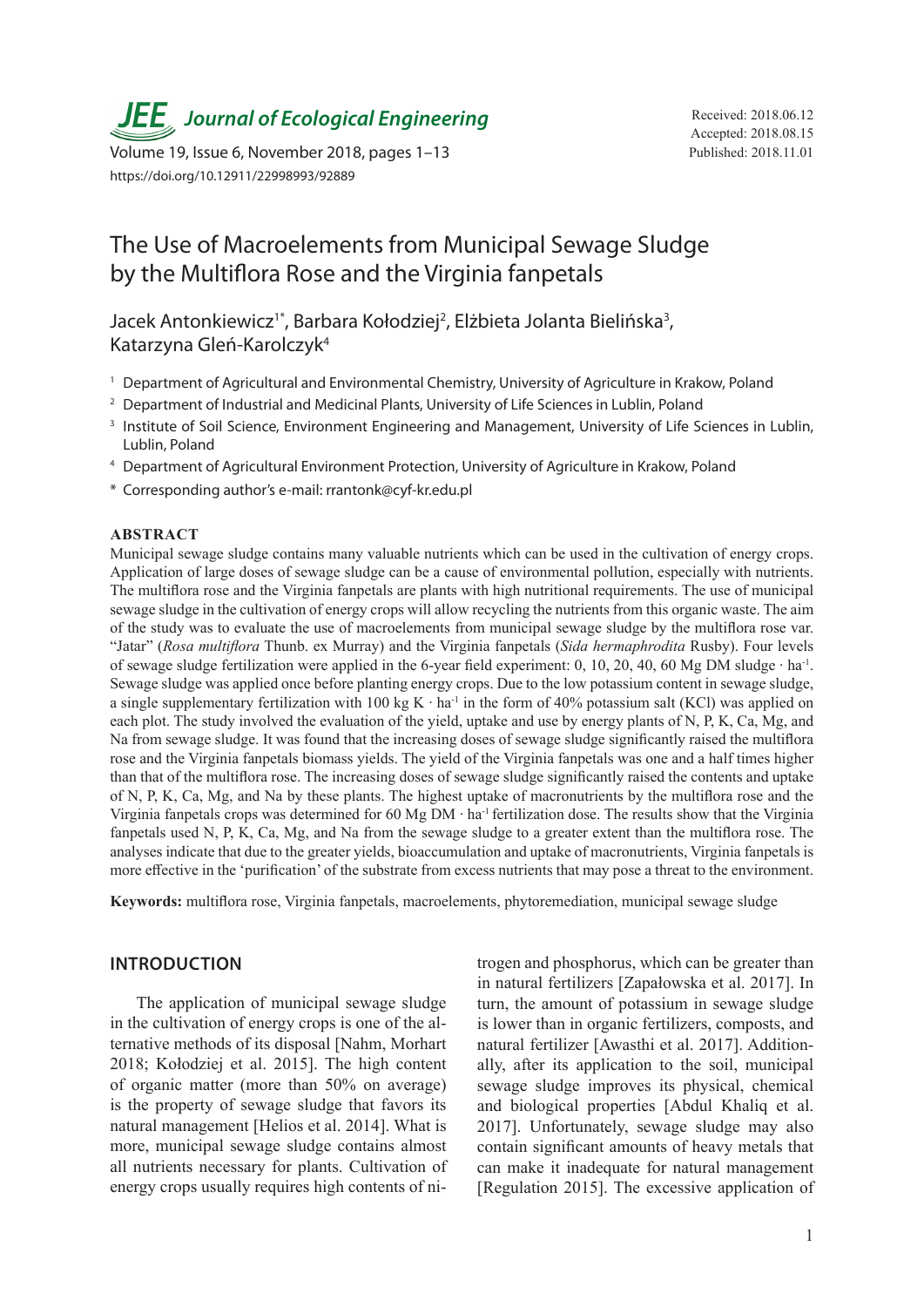# The Use of Macroelements from Municipal Sewage Sludge by the Multiflora Rose and the Virginia fanpetals

Jacek Antonkiewicz[1*], Barbara Kołodziej[2], Elżbieta Jolanta Bielińska[3], Katarzyna Gleń-Karolczyk[4]

[1] Department of Agricultural and Environmental Chemistry, University of Agriculture in Krakow, Poland

[2] Department of Industrial and Medicinal Plants, University of Life Sciences in Lublin, Poland

[3] Institute of Soil Science, Environment Engineering and Management, University of Life Sciences in Lublin, Lublin, Poland

[4] Department of Agricultural Environment Protection, University of Agriculture in Krakow, Poland

[*] Corresponding author's e-mail: rrantonk@cyf-kr.edu.pl

Received: 2018.06.12
Accepted: 2018.08.15
Published: 2018.11.01

https://doi.org/10.12911/22998993/92889

## ABSTRACT

Municipal sewage sludge contains many valuable nutrients which can be used in the cultivation of energy crops. Application of large doses of sewage sludge can be a cause of environmental pollution, especially with nutrients. The multiflora rose and the Virginia fanpetals are plants with high nutritional requirements. The use of municipal sewage sludge in the cultivation of energy crops will allow recycling the nutrients from this organic waste. The aim of the study was to evaluate the use of macroelements from municipal sewage sludge by the multiflora rose var. "Jatar" (*Rosa multiflora* Thunb. ex Murray) and the Virginia fanpetals (*Sida hermaphrodita* Rusby). Four levels of sewage sludge fertilization were applied in the 6-year field experiment: 0, 10, 20, 40, 60 Mg DM sludge · $ha^{-1}$. Sewage sludge was applied once before planting energy crops. Due to the low potassium content in sewage sludge, a single supplementary fertilization with 100 kg K · $ha^{-1}$ in the form of 40% potassium salt (KCl) was applied on each plot. The study involved the evaluation of the yield, uptake and use by energy plants of N, P, K, Ca, Mg, and Na from sewage sludge. It was found that the increasing doses of sewage sludge significantly raised the multiflora rose and the Virginia fanpetals biomass yields. The yield of the Virginia fanpetals was one and a half times higher than that of the multiflora rose. The increasing doses of sewage sludge significantly raised the contents and uptake of N, P, K, Ca, Mg, and Na by these plants. The highest uptake of macronutrients by the multiflora rose and the Virginia fanpetals crops was determined for 60 Mg DM · $ha^{-1}$ fertilization dose. The results show that the Virginia fanpetals used N, P, K, Ca, Mg, and Na from the sewage sludge to a greater extent than the multiflora rose. The analyses indicate that due to the greater yields, bioaccumulation and uptake of macronutrients, Virginia fanpetals is more effective in the 'purification' of the substrate from excess nutrients that may pose a threat to the environment.

**Keywords:** multiflora rose, Virginia fanpetals, macroelements, phytoremediation, municipal sewage sludge

## INTRODUCTION

The application of municipal sewage sludge in the cultivation of energy crops is one of the alternative methods of its disposal [Nahm, Morhart 2018; Kołodziej et al. 2015]. The high content of organic matter (more than 50% on average) is the property of sewage sludge that favors its natural management [Helios et al. 2014]. What is more, municipal sewage sludge contains almost all nutrients necessary for plants. Cultivation of energy crops usually requires high contents of nitrogen and phosphorus, which can be greater than in natural fertilizers [Zapałowska et al. 2017]. In turn, the amount of potassium in sewage sludge is lower than in organic fertilizers, composts, and natural fertilizer [Awasthi et al. 2017]. Additionally, after its application to the soil, municipal sewage sludge improves its physical, chemical and biological properties [Abdul Khaliq et al. 2017]. Unfortunately, sewage sludge may also contain significant amounts of heavy metals that can make it inadequate for natural management [Regulation 2015]. The excessive application of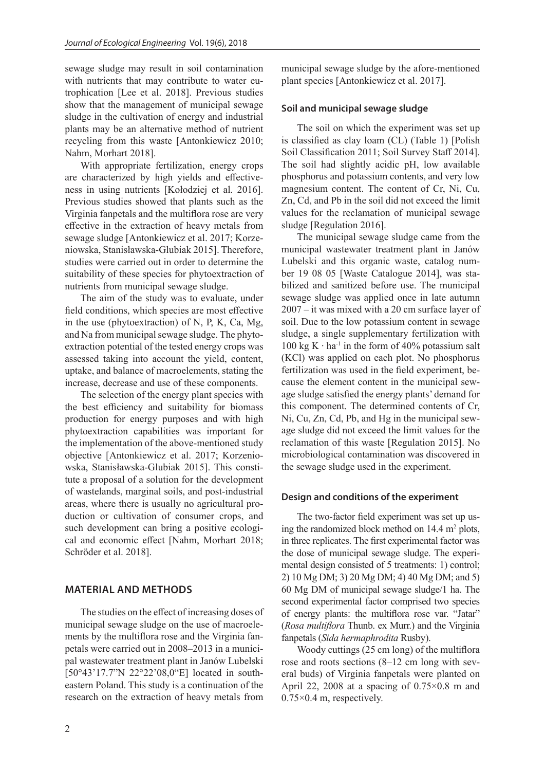sewage sludge may result in soil contamination with nutrients that may contribute to water eutrophication [Lee et al. 2018]. Previous studies show that the management of municipal sewage sludge in the cultivation of energy and industrial plants may be an alternative method of nutrient recycling from this waste [Antonkiewicz 2010; Nahm, Morhart 2018].

With appropriate fertilization, energy crops are characterized by high yields and effectiveness in using nutrients [Kołodziej et al. 2016]. Previous studies showed that plants such as the Virginia fanpetals and the multiflora rose are very effective in the extraction of heavy metals from sewage sludge [Antonkiewicz et al. 2017; Korzeniowska, Stanisławska-Glubiak 2015]. Therefore, studies were carried out in order to determine the suitability of these species for phytoextraction of nutrients from municipal sewage sludge.

The aim of the study was to evaluate, under field conditions, which species are most effective in the use (phytoextraction) of N, P, K, Ca, Mg, and Na from municipal sewage sludge. The phytoextraction potential of the tested energy crops was assessed taking into account the yield, content, uptake, and balance of macroelements, stating the increase, decrease and use of these components.

The selection of the energy plant species with the best efficiency and suitability for biomass production for energy purposes and with high phytoextraction capabilities was important for the implementation of the above-mentioned study objective [Antonkiewicz et al. 2017; Korzeniowska, Stanisławska-Glubiak 2015]. This constitute a proposal of a solution for the development of wastelands, marginal soils, and post-industrial areas, where there is usually no agricultural production or cultivation of consumer crops, and such development can bring a positive ecological and economic effect [Nahm, Morhart 2018; Schröder et al. 2018].

## MATERIAL AND METHODS

The studies on the effect of increasing doses of municipal sewage sludge on the use of macroelements by the multiflora rose and the Virginia fanpetals were carried out in 2008–2013 in a municipal wastewater treatment plant in Janów Lubelski [50°43'17.7"N 22°22'08,0"E] located in south-eastern Poland. This study is a continuation of the research on the extraction of heavy metals from municipal sewage sludge by the afore-mentioned plant species [Antonkiewicz et al. 2017].

### Soil and municipal sewage sludge

The soil on which the experiment was set up is classified as clay loam (CL) (Table 1) [Polish Soil Classification 2011; Soil Survey Staff 2014]. The soil had slightly acidic pH, low available phosphorus and potassium contents, and very low magnesium content. The content of Cr, Ni, Cu, Zn, Cd, and Pb in the soil did not exceed the limit values for the reclamation of municipal sewage sludge [Regulation 2016].

The municipal sewage sludge came from the municipal wastewater treatment plant in Janów Lubelski and this organic waste, catalog number 19 08 05 [Waste Catalogue 2014], was stabilized and sanitized before use. The municipal sewage sludge was applied once in late autumn 2007 – it was mixed with a 20 cm surface layer of soil. Due to the low potassium content in sewage sludge, a single supplementary fertilization with 100 kg K $\cdot$ ha$^{-1}$ in the form of 40% potassium salt (KCl) was applied on each plot. No phosphorus fertilization was used in the field experiment, because the element content in the municipal sewage sludge satisfied the energy plants' demand for this component. The determined contents of Cr, Ni, Cu, Zn, Cd, Pb, and Hg in the municipal sewage sludge did not exceed the limit values for the reclamation of this waste [Regulation 2015]. No microbiological contamination was discovered in the sewage sludge used in the experiment.

### Design and conditions of the experiment

The two-factor field experiment was set up using the randomized block method on 14.4 m$^2$ plots, in three replicates. The first experimental factor was the dose of municipal sewage sludge. The experimental design consisted of 5 treatments: 1) control; 2) 10 Mg DM; 3) 20 Mg DM; 4) 40 Mg DM; and 5) 60 Mg DM of municipal sewage sludge/1 ha. The second experimental factor comprised two species of energy plants: the multiflora rose var. "Jatar" (*Rosa multiflora* Thunb. ex Murr.) and the Virginia fanpetals (*Sida hermaphrodita* Rusby).

Woody cuttings (25 cm long) of the multiflora rose and roots sections (8–12 cm long with several buds) of Virginia fanpetals were planted on April 22, 2008 at a spacing of 0.75×0.8 m and 0.75×0.4 m, respectively.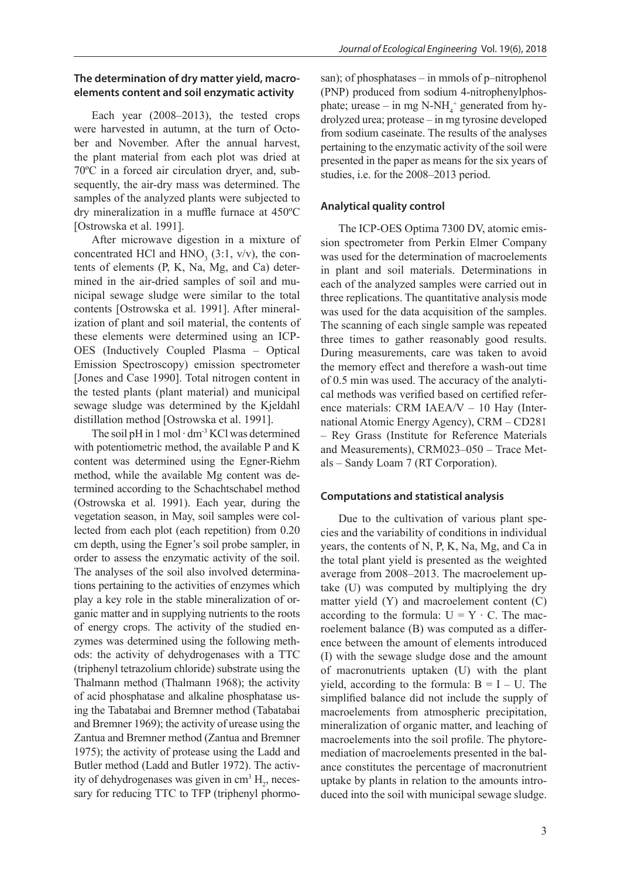### The determination of dry matter yield, macroelements content and soil enzymatic activity

Each year (2008–2013), the tested crops were harvested in autumn, at the turn of October and November. After the annual harvest, the plant material from each plot was dried at 70ºC in a forced air circulation dryer, and, subsequently, the air-dry mass was determined. The samples of the analyzed plants were subjected to dry mineralization in a muffle furnace at 450ºC [Ostrowska et al. 1991].

After microwave digestion in a mixture of concentrated HCl and $HNO_3$ (3:1, v/v), the contents of elements (P, K, Na, Mg, and Ca) determined in the air-dried samples of soil and municipal sewage sludge were similar to the total contents [Ostrowska et al. 1991]. After mineralization of plant and soil material, the contents of these elements were determined using an ICP-OES (Inductively Coupled Plasma – Optical Emission Spectroscopy) emission spectrometer [Jones and Case 1990]. Total nitrogen content in the tested plants (plant material) and municipal sewage sludge was determined by the Kjeldahl distillation method [Ostrowska et al. 1991].

The soil pH in 1 mol · $dm^{-3}$ KCl was determined with potentiometric method, the available P and K content was determined using the Egner-Riehm method, while the available Mg content was determined according to the Schachtschabel method (Ostrowska et al. 1991). Each year, during the vegetation season, in May, soil samples were collected from each plot (each repetition) from 0.20 cm depth, using the Egner's soil probe sampler, in order to assess the enzymatic activity of the soil. The analyses of the soil also involved determinations pertaining to the activities of enzymes which play a key role in the stable mineralization of organic matter and in supplying nutrients to the roots of energy crops. The activity of the studied enzymes was determined using the following methods: the activity of dehydrogenases with a TTC (triphenyl tetrazolium chloride) substrate using the Thalmann method (Thalmann 1968); the activity of acid phosphatase and alkaline phosphatase using the Tabatabai and Bremner method (Tabatabai and Bremner 1969); the activity of urease using the Zantua and Bremner method (Zantua and Bremner 1975); the activity of protease using the Ladd and Butler method (Ladd and Butler 1972). The activity of dehydrogenases was given in $cm^3$ $H_2$, necessary for reducing TTC to TFP (triphenyl phormosan); of phosphatases – in mmols of p–nitrophenol (PNP) produced from sodium 4-nitrophenylphosphate; urease – in mg N-$NH_4^+$ generated from hydrolyzed urea; protease – in mg tyrosine developed from sodium caseinate. The results of the analyses pertaining to the enzymatic activity of the soil were presented in the paper as means for the six years of studies, i.e. for the 2008–2013 period.

### Analytical quality control

The ICP-OES Optima 7300 DV, atomic emission spectrometer from Perkin Elmer Company was used for the determination of macroelements in plant and soil materials. Determinations in each of the analyzed samples were carried out in three replications. The quantitative analysis mode was used for the data acquisition of the samples. The scanning of each single sample was repeated three times to gather reasonably good results. During measurements, care was taken to avoid the memory effect and therefore a wash-out time of 0.5 min was used. The accuracy of the analytical methods was verified based on certified reference materials: CRM IAEA/V – 10 Hay (International Atomic Energy Agency), CRM – CD281 – Rey Grass (Institute for Reference Materials and Measurements), CRM023–050 – Trace Metals – Sandy Loam 7 (RT Corporation).

### Computations and statistical analysis

Due to the cultivation of various plant species and the variability of conditions in individual years, the contents of N, P, K, Na, Mg, and Ca in the total plant yield is presented as the weighted average from 2008–2013. The macroelement uptake (U) was computed by multiplying the dry matter yield (Y) and macroelement content (C) according to the formula: $U = Y \cdot C$. The macroelement balance (B) was computed as a difference between the amount of elements introduced (I) with the sewage sludge dose and the amount of macronutrients uptaken (U) with the plant yield, according to the formula: $B = I - U$. The simplified balance did not include the supply of macroelements from atmospheric precipitation, mineralization of organic matter, and leaching of macroelements into the soil profile. The phytoremediation of macroelements presented in the balance constitutes the percentage of macronutrient uptake by plants in relation to the amounts introduced into the soil with municipal sewage sludge.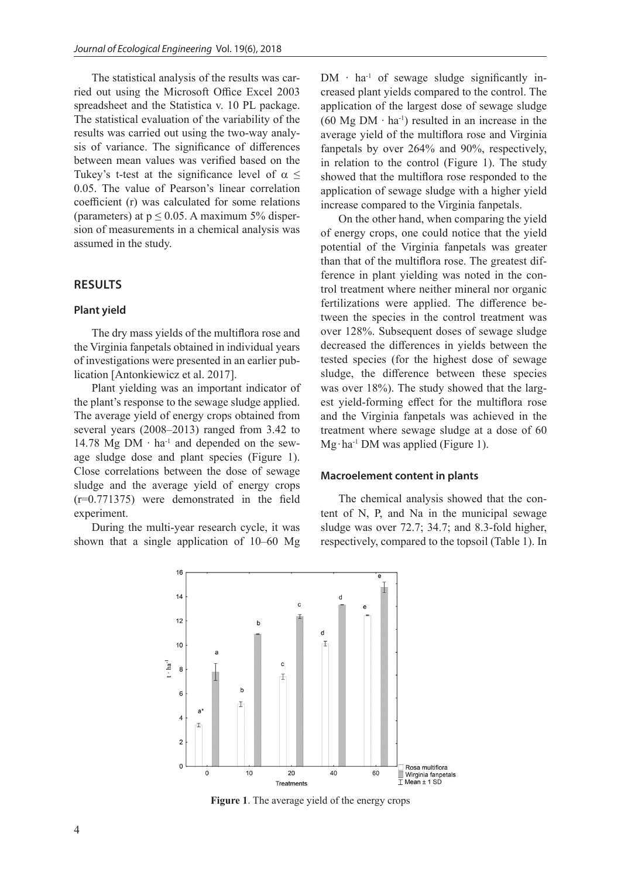The statistical analysis of the results was carried out using the Microsoft Office Excel 2003 spreadsheet and the Statistica v. 10 PL package. The statistical evaluation of the variability of the results was carried out using the two-way analysis of variance. The significance of differences between mean values was verified based on the Tukey's t-test at the significance level of $\alpha \leq 0.05$. The value of Pearson's linear correlation coefficient (r) was calculated for some relations (parameters) at $p \leq 0.05$. A maximum 5% dispersion of measurements in a chemical analysis was assumed in the study.

## RESULTS

### Plant yield

The dry mass yields of the multiflora rose and the Virginia fanpetals obtained in individual years of investigations were presented in an earlier publication [Antonkiewicz et al. 2017].

Plant yielding was an important indicator of the plant's response to the sewage sludge applied. The average yield of energy crops obtained from several years (2008–2013) ranged from 3.42 to 14.78 Mg DM $\cdot$ ha$^{-1}$ and depended on the sewage sludge dose and plant species (Figure 1). Close correlations between the dose of sewage sludge and the average yield of energy crops (r=0.771375) were demonstrated in the field experiment.

During the multi-year research cycle, it was shown that a single application of 10–60 Mg DM $\cdot$ ha$^{-1}$ of sewage sludge significantly increased plant yields compared to the control. The application of the largest dose of sewage sludge (60 Mg DM $\cdot$ ha$^{-1}$) resulted in an increase in the average yield of the multiflora rose and Virginia fanpetals by over 264% and 90%, respectively, in relation to the control (Figure 1). The study showed that the multiflora rose responded to the application of sewage sludge with a higher yield increase compared to the Virginia fanpetals.

On the other hand, when comparing the yield of energy crops, one could notice that the yield potential of the Virginia fanpetals was greater than that of the multiflora rose. The greatest difference in plant yielding was noted in the control treatment where neither mineral nor organic fertilizations were applied. The difference between the species in the control treatment was over 128%. Subsequent doses of sewage sludge decreased the differences in yields between the tested species (for the highest dose of sewage sludge, the difference between these species was over 18%). The study showed that the largest yield-forming effect for the multiflora rose and the Virginia fanpetals was achieved in the treatment where sewage sludge at a dose of 60 Mg$\cdot$ha$^{-1}$ DM was applied (Figure 1).

### Macroelement content in plants

The chemical analysis showed that the content of N, P, and Na in the municipal sewage sludge was over 72.7; 34.7; and 8.3-fold higher, respectively, compared to the topsoil (Table 1). In

**Figure 1**. The average yield of the energy crops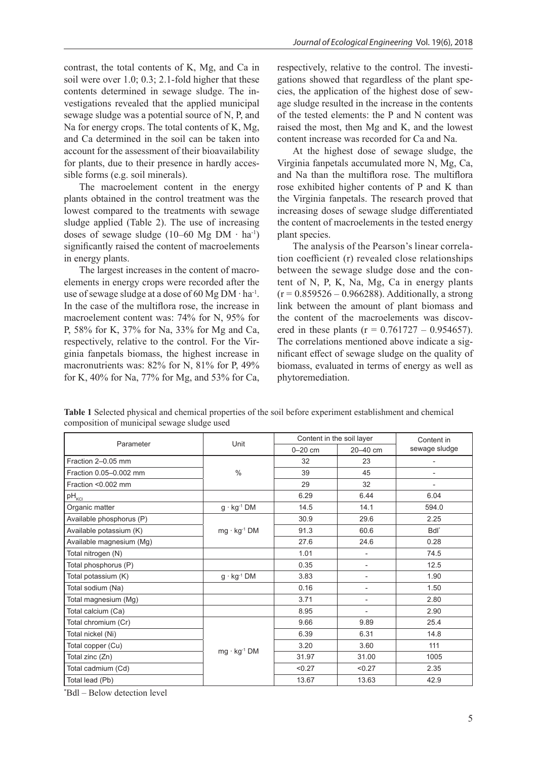contrast, the total contents of K, Mg, and Ca in soil were over 1.0; 0.3; 2.1-fold higher that these contents determined in sewage sludge. The investigations revealed that the applied municipal sewage sludge was a potential source of N, P, and Na for energy crops. The total contents of K, Mg, and Ca determined in the soil can be taken into account for the assessment of their bioavailability for plants, due to their presence in hardly accessible forms (e.g. soil minerals).

The macroelement content in the energy plants obtained in the control treatment was the lowest compared to the treatments with sewage sludge applied (Table 2). The use of increasing doses of sewage sludge (10–60 Mg DM · $ha^{-1}$) significantly raised the content of macroelements in energy plants.

The largest increases in the content of macroelements in energy crops were recorded after the use of sewage sludge at a dose of 60 Mg DM · $ha^{-1}$. In the case of the multiflora rose, the increase in macroelement content was: 74% for N, 95% for P, 58% for K, 37% for Na, 33% for Mg and Ca, respectively, relative to the control. For the Virginia fanpetals biomass, the highest increase in macronutrients was: 82% for N, 81% for P, 49% for K, 40% for Na, 77% for Mg, and 53% for Ca, respectively, relative to the control. The investigations showed that regardless of the plant species, the application of the highest dose of sewage sludge resulted in the increase in the contents of the tested elements: the P and N content was raised the most, then Mg and K, and the lowest content increase was recorded for Ca and Na.

At the highest dose of sewage sludge, the Virginia fanpetals accumulated more N, Mg, Ca, and Na than the multiflora rose. The multiflora rose exhibited higher contents of P and K than the Virginia fanpetals. The research proved that increasing doses of sewage sludge differentiated the content of macroelements in the tested energy plant species.

The analysis of the Pearson's linear correlation coefficient (r) revealed close relationships between the sewage sludge dose and the content of N, P, K, Na, Mg, Ca in energy plants ($r = 0.859526 – 0.966288$). Additionally, a strong link between the amount of plant biomass and the content of the macroelements was discovered in these plants ($r = 0.761727 – 0.954657$). The correlations mentioned above indicate a significant effect of sewage sludge on the quality of biomass, evaluated in terms of energy as well as phytoremediation.

**Table 1** Selected physical and chemical properties of the soil before experiment establishment and chemical composition of municipal sewage sludge used

| Parameter | Unit | Content in the soil layer | | Content in sewage sludge |
|---|---|---|---|---|
| | | 0–20 cm | 20–40 cm | |
| Fraction 2–0.05 mm | % | 32 | 23 | - |
| Fraction 0.05–0.002 mm | | 39 | 45 | - |
| Fraction <0.002 mm | | 29 | 32 | - |
| $pH_{KCl}$ | | 6.29 | 6.44 | 6.04 |
| Organic matter | g · $kg^{-1}$ DM | 14.5 | 14.1 | 594.0 |
| Available phosphorus (P) | mg · $kg^{-1}$ DM | 30.9 | 29.6 | 2.25 |
| Available potassium (K) | | 91.3 | 60.6 | Bdl* |
| Available magnesium (Mg) | | 27.6 | 24.6 | 0.28 |
| Total nitrogen (N) | g · $kg^{-1}$ DM | 1.01 | - | 74.5 |
| Total phosphorus (P) | | 0.35 | - | 12.5 |
| Total potassium (K) | | 3.83 | - | 1.90 |
| Total sodium (Na) | | 0.16 | - | 1.50 |
| Total magnesium (Mg) | | 3.71 | - | 2.80 |
| Total calcium (Ca) | | 8.95 | - | 2.90 |
| Total chromium (Cr) | mg · $kg^{-1}$ DM | 9.66 | 9.89 | 25.4 |
| Total nickel (Ni) | | 6.39 | 6.31 | 14.8 |
| Total copper (Cu) | | 3.20 | 3.60 | 111 |
| Total zinc (Zn) | | 31.97 | 31.00 | 1005 |
| Total cadmium (Cd) | | <0.27 | <0.27 | 2.35 |
| Total lead (Pb) | | 13.67 | 13.63 | 42.9 |

*Bdl – Below detection level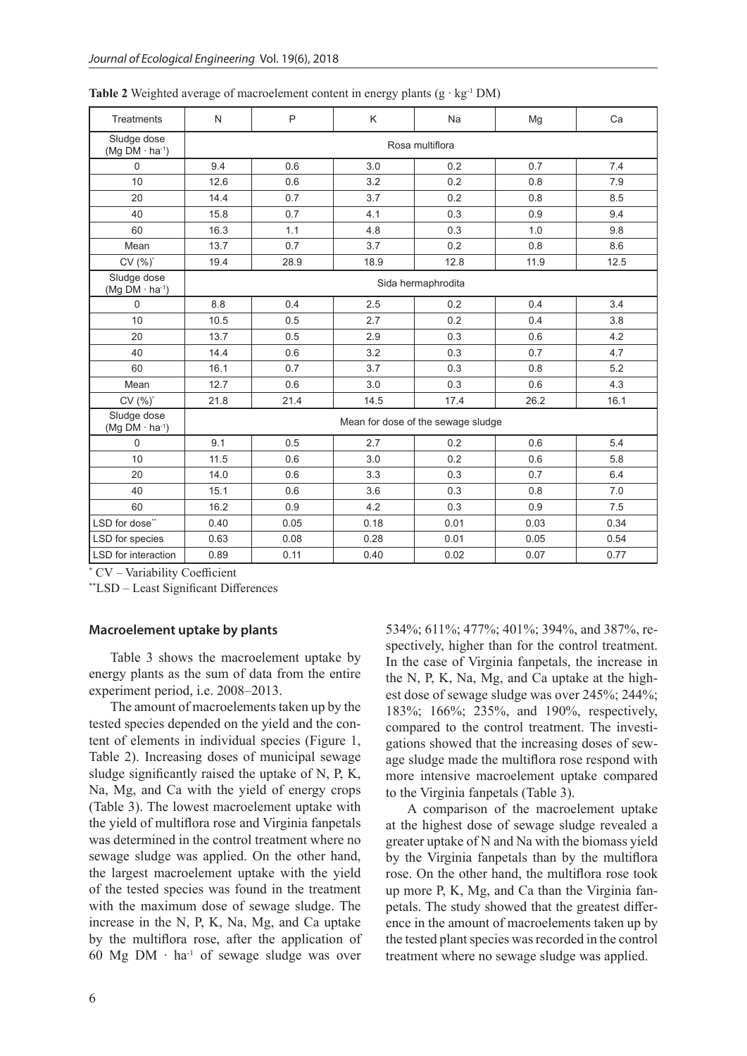**Table 2** Weighted average of macroelement content in energy plants ($g \cdot kg^{-1}$ DM)

| Treatments | N | P | K | Na | Mg | Ca |
|---|---|---|---|---|---|---|
| Sludge dose ($Mg\ DM \cdot ha^{-1}$) | Rosa multiflora | | | | | |
| 0 | 9.4 | 0.6 | 3.0 | 0.2 | 0.7 | 7.4 |
| 10 | 12.6 | 0.6 | 3.2 | 0.2 | 0.8 | 7.9 |
| 20 | 14.4 | 0.7 | 3.7 | 0.2 | 0.8 | 8.5 |
| 40 | 15.8 | 0.7 | 4.1 | 0.3 | 0.9 | 9.4 |
| 60 | 16.3 | 1.1 | 4.8 | 0.3 | 1.0 | 9.8 |
| Mean | 13.7 | 0.7 | 3.7 | 0.2 | 0.8 | 8.6 |
| CV (%)* | 19.4 | 28.9 | 18.9 | 12.8 | 11.9 | 12.5 |
| Sludge dose ($Mg\ DM \cdot ha^{-1}$) | Sida hermaphrodita | | | | | |
| 0 | 8.8 | 0.4 | 2.5 | 0.2 | 0.4 | 3.4 |
| 10 | 10.5 | 0.5 | 2.7 | 0.2 | 0.4 | 3.8 |
| 20 | 13.7 | 0.5 | 2.9 | 0.3 | 0.6 | 4.2 |
| 40 | 14.4 | 0.6 | 3.2 | 0.3 | 0.7 | 4.7 |
| 60 | 16.1 | 0.7 | 3.7 | 0.3 | 0.8 | 5.2 |
| Mean | 12.7 | 0.6 | 3.0 | 0.3 | 0.6 | 4.3 |
| CV (%)* | 21.8 | 21.4 | 14.5 | 17.4 | 26.2 | 16.1 |
| Sludge dose ($Mg\ DM \cdot ha^{-1}$) | Mean for dose of the sewage sludge | | | | | |
| 0 | 9.1 | 0.5 | 2.7 | 0.2 | 0.6 | 5.4 |
| 10 | 11.5 | 0.6 | 3.0 | 0.2 | 0.6 | 5.8 |
| 20 | 14.0 | 0.6 | 3.3 | 0.3 | 0.7 | 6.4 |
| 40 | 15.1 | 0.6 | 3.6 | 0.3 | 0.8 | 7.0 |
| 60 | 16.2 | 0.9 | 4.2 | 0.3 | 0.9 | 7.5 |
| LSD for dose** | 0.40 | 0.05 | 0.18 | 0.01 | 0.03 | 0.34 |
| LSD for species | 0.63 | 0.08 | 0.28 | 0.01 | 0.05 | 0.54 |
| LSD for interaction | 0.89 | 0.11 | 0.40 | 0.02 | 0.07 | 0.77 |

\* CV – Variability Coefficient

\*\*LSD – Least Significant Differences

#### Macroelement uptake by plants

Table 3 shows the macroelement uptake by energy plants as the sum of data from the entire experiment period, i.e. 2008–2013.

The amount of macroelements taken up by the tested species depended on the yield and the content of elements in individual species (Figure 1, Table 2). Increasing doses of municipal sewage sludge significantly raised the uptake of N, P, K, Na, Mg, and Ca with the yield of energy crops (Table 3). The lowest macroelement uptake with the yield of multiflora rose and Virginia fanpetals was determined in the control treatment where no sewage sludge was applied. On the other hand, the largest macroelement uptake with the yield of the tested species was found in the treatment with the maximum dose of sewage sludge. The increase in the N, P, K, Na, Mg, and Ca uptake by the multiflora rose, after the application of 60 $Mg\ DM \cdot ha^{-1}$ of sewage sludge was over 534%; 611%; 477%; 401%; 394%, and 387%, respectively, higher than for the control treatment. In the case of Virginia fanpetals, the increase in the N, P, K, Na, Mg, and Ca uptake at the highest dose of sewage sludge was over 245%; 244%; 183%; 166%; 235%, and 190%, respectively, compared to the control treatment. The investigations showed that the increasing doses of sewage sludge made the multiflora rose respond with more intensive macroelement uptake compared to the Virginia fanpetals (Table 3).

A comparison of the macroelement uptake at the highest dose of sewage sludge revealed a greater uptake of N and Na with the biomass yield by the Virginia fanpetals than by the multiflora rose. On the other hand, the multiflora rose took up more P, K, Mg, and Ca than the Virginia fanpetals. The study showed that the greatest difference in the amount of macroelements taken up by the tested plant species was recorded in the control treatment where no sewage sludge was applied.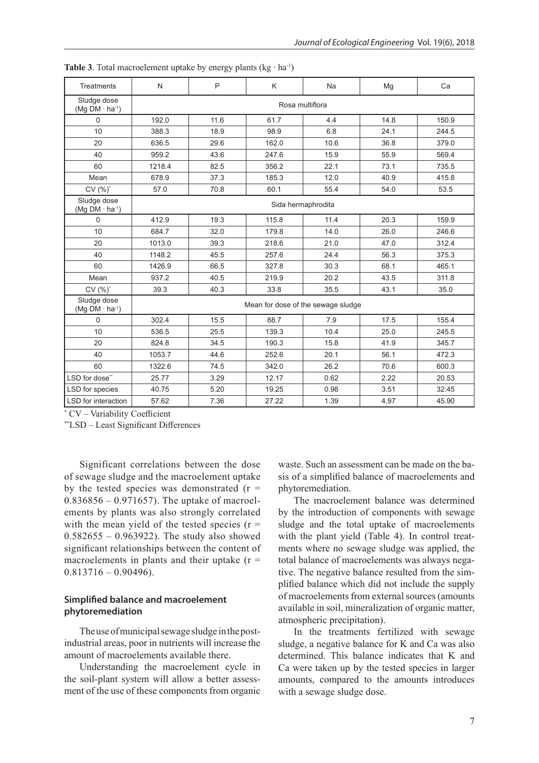**Table 3**. Total macroelement uptake by energy plants (kg · ha$^{-1}$)

| Treatments | N | P | K | Na | Mg | Ca |
|---|---|---|---|---|---|---|
| Sludge dose (Mg DM · ha$^{-1}$) | Rosa multiflora | | | | | |
| 0 | 192.0 | 11.6 | 61.7 | 4.4 | 14.8 | 150.9 |
| 10 | 388.3 | 18.9 | 98.9 | 6.8 | 24.1 | 244.5 |
| 20 | 636.5 | 29.6 | 162.0 | 10.6 | 36.8 | 379.0 |
| 40 | 959.2 | 43.6 | 247.6 | 15.9 | 55.9 | 569.4 |
| 60 | 1218.4 | 82.5 | 356.2 | 22.1 | 73.1 | 735.5 |
| Mean | 678.9 | 37.3 | 185.3 | 12.0 | 40.9 | 415.8 |
| CV (%)* | 57.0 | 70.8 | 60.1 | 55.4 | 54.0 | 53.5 |
| Sludge dose (Mg DM · ha$^{-1}$) | Sida hermaphrodita | | | | | |
| 0 | 412.9 | 19.3 | 115.8 | 11.4 | 20.3 | 159.9 |
| 10 | 684.7 | 32.0 | 179.8 | 14.0 | 26.0 | 246.6 |
| 20 | 1013.0 | 39.3 | 218.6 | 21.0 | 47.0 | 312.4 |
| 40 | 1148.2 | 45.5 | 257.6 | 24.4 | 56.3 | 375.3 |
| 60 | 1426.9 | 66.5 | 327.8 | 30.3 | 68.1 | 465.1 |
| Mean | 937.2 | 40.5 | 219.9 | 20.2 | 43.5 | 311.8 |
| CV (%)* | 39.3 | 40.3 | 33.8 | 35.5 | 43.1 | 35.0 |
| Sludge dose (Mg DM · ha$^{-1}$) | Mean for dose of the sewage sludge | | | | | |
| 0 | 302.4 | 15.5 | 88.7 | 7.9 | 17.5 | 155.4 |
| 10 | 536.5 | 25.5 | 139.3 | 10.4 | 25.0 | 245.5 |
| 20 | 824.8 | 34.5 | 190.3 | 15.8 | 41.9 | 345.7 |
| 40 | 1053.7 | 44.6 | 252.6 | 20.1 | 56.1 | 472.3 |
| 60 | 1322.6 | 74.5 | 342.0 | 26.2 | 70.6 | 600.3 |
| LSD for dose** | 25.77 | 3.29 | 12.17 | 0.62 | 2.22 | 20.53 |
| LSD for species | 40.75 | 5.20 | 19.25 | 0.98 | 3.51 | 32.45 |
| LSD for interaction | 57.62 | 7.36 | 27.22 | 1.39 | 4.97 | 45.90 |

* CV – Variability Coefficient

**LSD – Least Significant Differences

Significant correlations between the dose of sewage sludge and the macroelement uptake by the tested species was demonstrated ($r = 0.836856 – 0.971657$). The uptake of macroelements by plants was also strongly correlated with the mean yield of the tested species ($r = 0.582655 – 0.963922$). The study also showed significant relationships between the content of macroelements in plants and their uptake ($r = 0.813716 – 0.90496$).

### Simplified balance and macroelement phytoremediation

The use of municipal sewage sludge in the post-industrial areas, poor in nutrients will increase the amount of macroelements available there.

Understanding the macroelement cycle in the soil-plant system will allow a better assessment of the use of these components from organic waste. Such an assessment can be made on the basis of a simplified balance of macroelements and phytoremediation.

The macroelement balance was determined by the introduction of components with sewage sludge and the total uptake of macroelements with the plant yield (Table 4). In control treatments where no sewage sludge was applied, the total balance of macroelements was always negative. The negative balance resulted from the simplified balance which did not include the supply of macroelements from external sources (amounts available in soil, mineralization of organic matter, atmospheric precipitation).

In the treatments fertilized with sewage sludge, a negative balance for K and Ca was also determined. This balance indicates that K and Ca were taken up by the tested species in larger amounts, compared to the amounts introduces with a sewage sludge dose.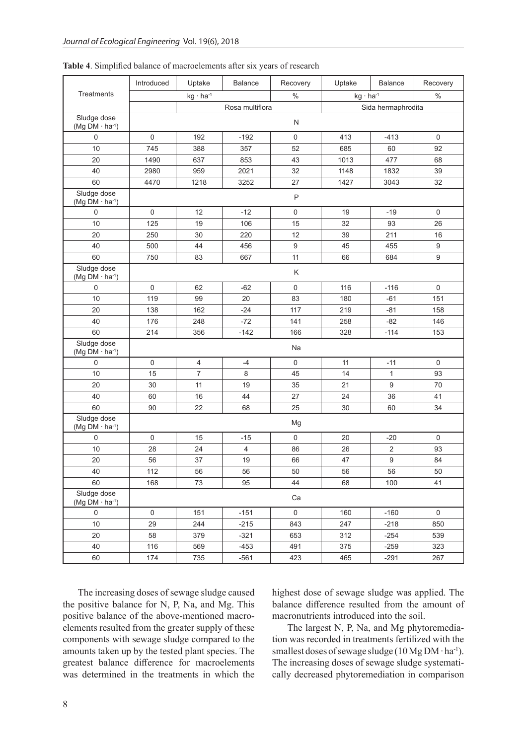**Table 4**. Simplified balance of macroelements after six years of research

| Treatments | Introduced | Uptake | Balance | Recovery | Uptake | Balance | Recovery |
|---|---|---|---|---|---|---|---|
| | | $kg \cdot ha^{-1}$ | | % | $kg \cdot ha^{-1}$ | | % |
| | | Rosa multiflora | | | Sida hermaphrodita | | |
| Sludge dose ($Mg\ DM \cdot ha^{-1}$) | N | | | | | | |
| 0 | 0 | 192 | -192 | 0 | 413 | -413 | 0 |
| 10 | 745 | 388 | 357 | 52 | 685 | 60 | 92 |
| 20 | 1490 | 637 | 853 | 43 | 1013 | 477 | 68 |
| 40 | 2980 | 959 | 2021 | 32 | 1148 | 1832 | 39 |
| 60 | 4470 | 1218 | 3252 | 27 | 1427 | 3043 | 32 |
| Sludge dose ($Mg\ DM \cdot ha^{-1}$) | P | | | | | | |
| 0 | 0 | 12 | -12 | 0 | 19 | -19 | 0 |
| 10 | 125 | 19 | 106 | 15 | 32 | 93 | 26 |
| 20 | 250 | 30 | 220 | 12 | 39 | 211 | 16 |
| 40 | 500 | 44 | 456 | 9 | 45 | 455 | 9 |
| 60 | 750 | 83 | 667 | 11 | 66 | 684 | 9 |
| Sludge dose ($Mg\ DM \cdot ha^{-1}$) | K | | | | | | |
| 0 | 0 | 62 | -62 | 0 | 116 | -116 | 0 |
| 10 | 119 | 99 | 20 | 83 | 180 | -61 | 151 |
| 20 | 138 | 162 | -24 | 117 | 219 | -81 | 158 |
| 40 | 176 | 248 | -72 | 141 | 258 | -82 | 146 |
| 60 | 214 | 356 | -142 | 166 | 328 | -114 | 153 |
| Sludge dose ($Mg\ DM \cdot ha^{-1}$) | Na | | | | | | |
| 0 | 0 | 4 | -4 | 0 | 11 | -11 | 0 |
| 10 | 15 | 7 | 8 | 45 | 14 | 1 | 93 |
| 20 | 30 | 11 | 19 | 35 | 21 | 9 | 70 |
| 40 | 60 | 16 | 44 | 27 | 24 | 36 | 41 |
| 60 | 90 | 22 | 68 | 25 | 30 | 60 | 34 |
| Sludge dose ($Mg\ DM \cdot ha^{-1}$) | Mg | | | | | | |
| 0 | 0 | 15 | -15 | 0 | 20 | -20 | 0 |
| 10 | 28 | 24 | 4 | 86 | 26 | 2 | 93 |
| 20 | 56 | 37 | 19 | 66 | 47 | 9 | 84 |
| 40 | 112 | 56 | 56 | 50 | 56 | 56 | 50 |
| 60 | 168 | 73 | 95 | 44 | 68 | 100 | 41 |
| Sludge dose ($Mg\ DM \cdot ha^{-1}$) | Ca | | | | | | |
| 0 | 0 | 151 | -151 | 0 | 160 | -160 | 0 |
| 10 | 29 | 244 | -215 | 843 | 247 | -218 | 850 |
| 20 | 58 | 379 | -321 | 653 | 312 | -254 | 539 |
| 40 | 116 | 569 | -453 | 491 | 375 | -259 | 323 |
| 60 | 174 | 735 | -561 | 423 | 465 | -291 | 267 |

The increasing doses of sewage sludge caused the positive balance for N, P, Na, and Mg. This positive balance of the above-mentioned macroelements resulted from the greater supply of these components with sewage sludge compared to the amounts taken up by the tested plant species. The greatest balance difference for macroelements was determined in the treatments in which the highest dose of sewage sludge was applied. The balance difference resulted from the amount of macronutrients introduced into the soil.

The largest N, P, Na, and Mg phytoremediation was recorded in treatments fertilized with the smallest doses of sewage sludge ($10\ Mg\ DM \cdot ha^{-1}$). The increasing doses of sewage sludge systematically decreased phytoremediation in comparison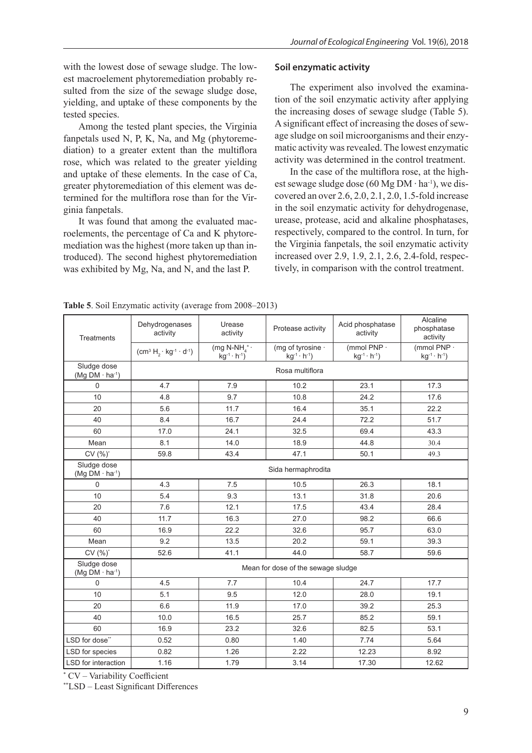with the lowest dose of sewage sludge. The lowest macroelement phytoremediation probably resulted from the size of the sewage sludge dose, yielding, and uptake of these components by the tested species.

Among the tested plant species, the Virginia fanpetals used N, P, K, Na, and Mg (phytoremediation) to a greater extent than the multiflora rose, which was related to the greater yielding and uptake of these elements. In the case of Ca, greater phytoremediation of this element was determined for the multiflora rose than for the Virginia fanpetals.

It was found that among the evaluated macroelements, the percentage of Ca and K phytoremediation was the highest (more taken up than introduced). The second highest phytoremediation was exhibited by Mg, Na, and N, and the last P.

### Soil enzymatic activity

The experiment also involved the examination of the soil enzymatic activity after applying the increasing doses of sewage sludge (Table 5). A significant effect of increasing the doses of sewage sludge on soil microorganisms and their enzymatic activity was revealed. The lowest enzymatic activity was determined in the control treatment.

In the case of the multiflora rose, at the highest sewage sludge dose (60 Mg DM · ha$^{-1}$), we discovered an over 2.6, 2.0, 2.1, 2.0, 1.5-fold increase in the soil enzymatic activity for dehydrogenase, urease, protease, acid and alkaline phosphatases, respectively, compared to the control. In turn, for the Virginia fanpetals, the soil enzymatic activity increased over 2.9, 1.9, 2.1, 2.6, 2.4-fold, respectively, in comparison with the control treatment.

**Table 5**. Soil Enzymatic activity (average from 2008–2013)

| Treatments | Dehydrogenases activity | Urease activity | Protease activity | Acid phosphatase activity | Alcaline phosphatase activity |
|---|---|---|---|---|---|
| | (cm$^3$ $H_2$ · kg$^{-1}$ · d$^{-1}$) | (mg N-$NH_4^+$ · kg$^{-1}$ · h$^{-1}$) | (mg of tyrosine · kg$^{-1}$ · h$^{-1}$) | (mmol PNP · kg$^{-1}$ · h$^{-1}$) | (mmol PNP · kg$^{-1}$ · h$^{-1}$) |
| Sludge dose (Mg DM · ha$^{-1}$) | Rosa multiflora | | | | |
| 0 | 4.7 | 7.9 | 10.2 | 23.1 | 17.3 |
| 10 | 4.8 | 9.7 | 10.8 | 24.2 | 17.6 |
| 20 | 5.6 | 11.7 | 16.4 | 35.1 | 22.2 |
| 40 | 8.4 | 16.7 | 24.4 | 72.2 | 51.7 |
| 60 | 17.0 | 24.1 | 32.5 | 69.4 | 43.3 |
| Mean | 8.1 | 14.0 | 18.9 | 44.8 | 30.4 |
| CV (%)* | 59.8 | 43.4 | 47.1 | 50.1 | 49.3 |
| Sludge dose (Mg DM · ha$^{-1}$) | Sida hermaphrodita | | | | |
| 0 | 4.3 | 7.5 | 10.5 | 26.3 | 18.1 |
| 10 | 5.4 | 9.3 | 13.1 | 31.8 | 20.6 |
| 20 | 7.6 | 12.1 | 17.5 | 43.4 | 28.4 |
| 40 | 11.7 | 16.3 | 27.0 | 98.2 | 66.6 |
| 60 | 16.9 | 22.2 | 32.6 | 95.7 | 63.0 |
| Mean | 9.2 | 13.5 | 20.2 | 59.1 | 39.3 |
| CV (%)* | 52.6 | 41.1 | 44.0 | 58.7 | 59.6 |
| Sludge dose (Mg DM · ha$^{-1}$) | Mean for dose of the sewage sludge | | | | |
| 0 | 4.5 | 7.7 | 10.4 | 24.7 | 17.7 |
| 10 | 5.1 | 9.5 | 12.0 | 28.0 | 19.1 |
| 20 | 6.6 | 11.9 | 17.0 | 39.2 | 25.3 |
| 40 | 10.0 | 16.5 | 25.7 | 85.2 | 59.1 |
| 60 | 16.9 | 23.2 | 32.6 | 82.5 | 53.1 |
| LSD for dose** | 0.52 | 0.80 | 1.40 | 7.74 | 5.64 |
| LSD for species | 0.82 | 1.26 | 2.22 | 12.23 | 8.92 |
| LSD for interaction | 1.16 | 1.79 | 3.14 | 17.30 | 12.62 |

* CV – Variability Coefficient

** LSD – Least Significant Differences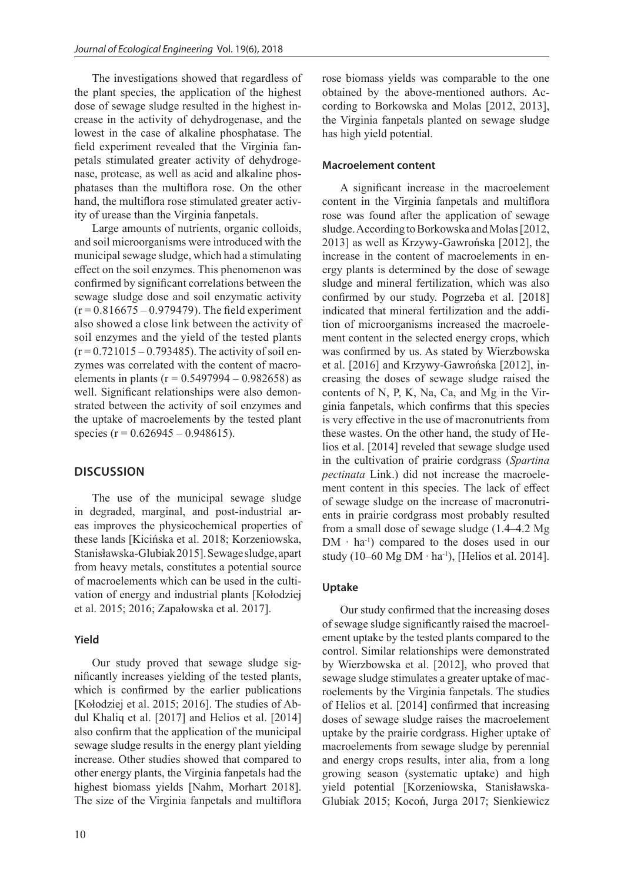The investigations showed that regardless of the plant species, the application of the highest dose of sewage sludge resulted in the highest increase in the activity of dehydrogenase, and the lowest in the case of alkaline phosphatase. The field experiment revealed that the Virginia fanpetals stimulated greater activity of dehydrogenase, protease, as well as acid and alkaline phosphatases than the multiflora rose. On the other hand, the multiflora rose stimulated greater activity of urease than the Virginia fanpetals.

Large amounts of nutrients, organic colloids, and soil microorganisms were introduced with the municipal sewage sludge, which had a stimulating effect on the soil enzymes. This phenomenon was confirmed by significant correlations between the sewage sludge dose and soil enzymatic activity ($r = 0.816675 – 0.979479$). The field experiment also showed a close link between the activity of soil enzymes and the yield of the tested plants ($r = 0.721015 – 0.793485$). The activity of soil enzymes was correlated with the content of macroelements in plants ($r = 0.5497994 – 0.982658$) as well. Significant relationships were also demonstrated between the activity of soil enzymes and the uptake of macroelements by the tested plant species ($r = 0.626945 – 0.948615$).

## DISCUSSION

The use of the municipal sewage sludge in degraded, marginal, and post-industrial areas improves the physicochemical properties of these lands [Kicińska et al. 2018; Korzeniowska, Stanisławska-Glubiak 2015]. Sewage sludge, apart from heavy metals, constitutes a potential source of macroelements which can be used in the cultivation of energy and industrial plants [Kołodziej et al. 2015; 2016; Zapałowska et al. 2017].

### Yield

Our study proved that sewage sludge significantly increases yielding of the tested plants, which is confirmed by the earlier publications [Kołodziej et al. 2015; 2016]. The studies of Abdul Khaliq et al. [2017] and Helios et al. [2014] also confirm that the application of the municipal sewage sludge results in the energy plant yielding increase. Other studies showed that compared to other energy plants, the Virginia fanpetals had the highest biomass yields [Nahm, Morhart 2018]. The size of the Virginia fanpetals and multiflora rose biomass yields was comparable to the one obtained by the above-mentioned authors. According to Borkowska and Molas [2012, 2013], the Virginia fanpetals planted on sewage sludge has high yield potential.

### Macroelement content

A significant increase in the macroelement content in the Virginia fanpetals and multiflora rose was found after the application of sewage sludge. According to Borkowska and Molas [2012, 2013] as well as Krzywy-Gawrońska [2012], the increase in the content of macroelements in energy plants is determined by the dose of sewage sludge and mineral fertilization, which was also confirmed by our study. Pogrzeba et al. [2018] indicated that mineral fertilization and the addition of microorganisms increased the macroelement content in the selected energy crops, which was confirmed by us. As stated by Wierzbowska et al. [2016] and Krzywy-Gawrońska [2012], increasing the doses of sewage sludge raised the contents of N, P, K, Na, Ca, and Mg in the Virginia fanpetals, which confirms that this species is very effective in the use of macronutrients from these wastes. On the other hand, the study of Helios et al. [2014] reveled that sewage sludge used in the cultivation of prairie cordgrass (*Spartina pectinata* Link.) did not increase the macroelement content in this species. The lack of effect of sewage sludge on the increase of macronutrients in prairie cordgrass most probably resulted from a small dose of sewage sludge (1.4–4.2 Mg $DM \cdot ha^{-1}$) compared to the doses used in our study (10–60 Mg $DM \cdot ha^{-1}$), [Helios et al. 2014].

### Uptake

Our study confirmed that the increasing doses of sewage sludge significantly raised the macroelement uptake by the tested plants compared to the control. Similar relationships were demonstrated by Wierzbowska et al. [2012], who proved that sewage sludge stimulates a greater uptake of macroelements by the Virginia fanpetals. The studies of Helios et al. [2014] confirmed that increasing doses of sewage sludge raises the macroelement uptake by the prairie cordgrass. Higher uptake of macroelements from sewage sludge by perennial and energy crops results, inter alia, from a long growing season (systematic uptake) and high yield potential [Korzeniowska, Stanisławska-Glubiak 2015; Kocoń, Jurga 2017; Sienkiewicz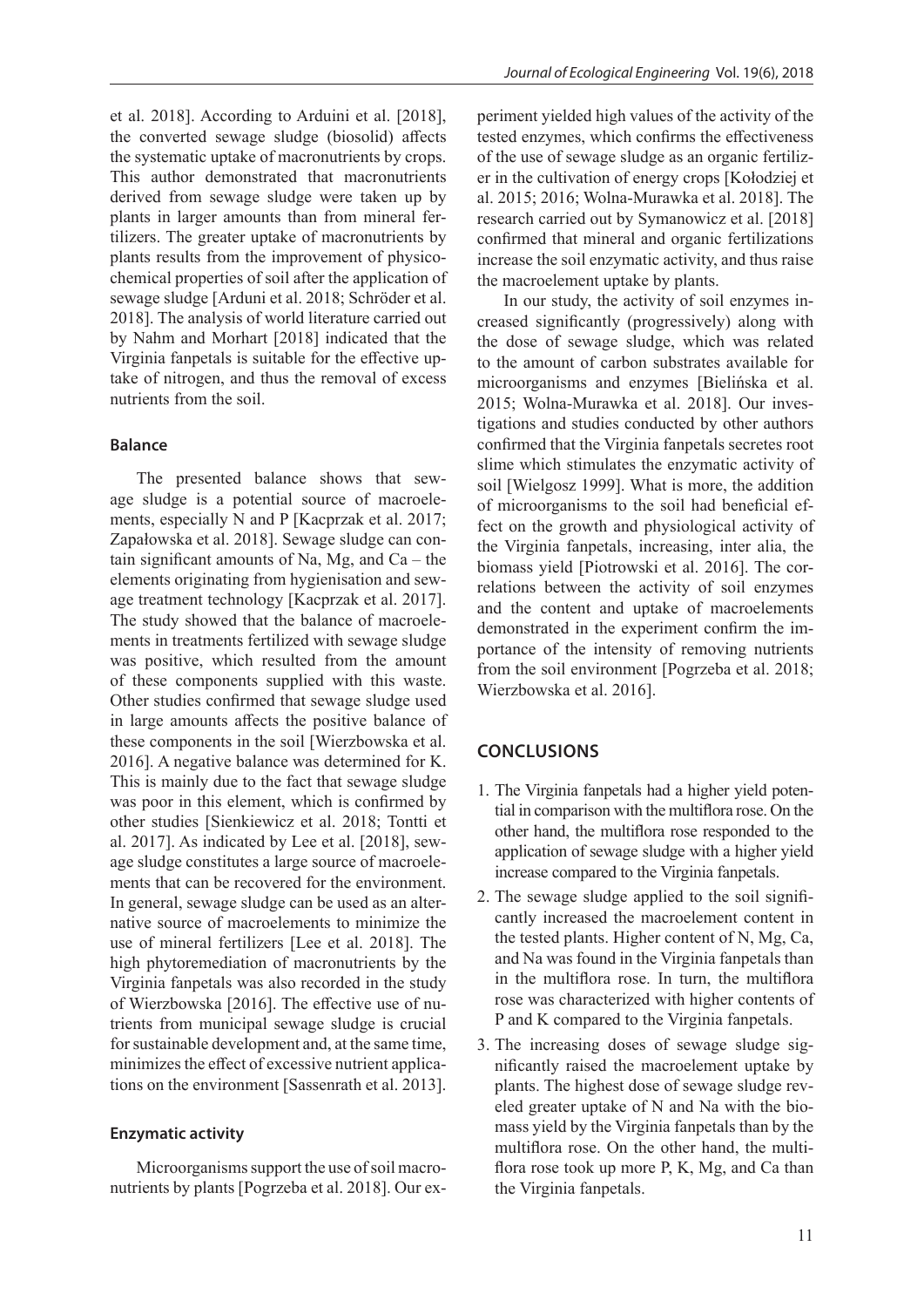et al. 2018]. According to Arduini et al. [2018], the converted sewage sludge (biosolid) affects the systematic uptake of macronutrients by crops. This author demonstrated that macronutrients derived from sewage sludge were taken up by plants in larger amounts than from mineral fertilizers. The greater uptake of macronutrients by plants results from the improvement of physicochemical properties of soil after the application of sewage sludge [Arduni et al. 2018; Schröder et al. 2018]. The analysis of world literature carried out by Nahm and Morhart [2018] indicated that the Virginia fanpetals is suitable for the effective uptake of nitrogen, and thus the removal of excess nutrients from the soil.

### Balance

The presented balance shows that sewage sludge is a potential source of macroelements, especially N and P [Kacprzak et al. 2017; Zapałowska et al. 2018]. Sewage sludge can contain significant amounts of Na, Mg, and Ca – the elements originating from hygienisation and sewage treatment technology [Kacprzak et al. 2017]. The study showed that the balance of macroelements in treatments fertilized with sewage sludge was positive, which resulted from the amount of these components supplied with this waste. Other studies confirmed that sewage sludge used in large amounts affects the positive balance of these components in the soil [Wierzbowska et al. 2016]. A negative balance was determined for K. This is mainly due to the fact that sewage sludge was poor in this element, which is confirmed by other studies [Sienkiewicz et al. 2018; Tontti et al. 2017]. As indicated by Lee et al. [2018], sewage sludge constitutes a large source of macroelements that can be recovered for the environment. In general, sewage sludge can be used as an alternative source of macroelements to minimize the use of mineral fertilizers [Lee et al. 2018]. The high phytoremediation of macronutrients by the Virginia fanpetals was also recorded in the study of Wierzbowska [2016]. The effective use of nutrients from municipal sewage sludge is crucial for sustainable development and, at the same time, minimizes the effect of excessive nutrient applications on the environment [Sassenrath et al. 2013].

### Enzymatic activity

Microorganisms support the use of soil macronutrients by plants [Pogrzeba et al. 2018]. Our experiment yielded high values of the activity of the tested enzymes, which confirms the effectiveness of the use of sewage sludge as an organic fertilizer in the cultivation of energy crops [Kołodziej et al. 2015; 2016; Wolna-Murawka et al. 2018]. The research carried out by Symanowicz et al. [2018] confirmed that mineral and organic fertilizations increase the soil enzymatic activity, and thus raise the macroelement uptake by plants.

In our study, the activity of soil enzymes increased significantly (progressively) along with the dose of sewage sludge, which was related to the amount of carbon substrates available for microorganisms and enzymes [Bielińska et al. 2015; Wolna-Murawka et al. 2018]. Our investigations and studies conducted by other authors confirmed that the Virginia fanpetals secretes root slime which stimulates the enzymatic activity of soil [Wielgosz 1999]. What is more, the addition of microorganisms to the soil had beneficial effect on the growth and physiological activity of the Virginia fanpetals, increasing, inter alia, the biomass yield [Piotrowski et al. 2016]. The correlations between the activity of soil enzymes and the content and uptake of macroelements demonstrated in the experiment confirm the importance of the intensity of removing nutrients from the soil environment [Pogrzeba et al. 2018; Wierzbowska et al. 2016].

## CONCLUSIONS

1. The Virginia fanpetals had a higher yield potential in comparison with the multiflora rose. On the other hand, the multiflora rose responded to the application of sewage sludge with a higher yield increase compared to the Virginia fanpetals.
2. The sewage sludge applied to the soil significantly increased the macroelement content in the tested plants. Higher content of N, Mg, Ca, and Na was found in the Virginia fanpetals than in the multiflora rose. In turn, the multiflora rose was characterized with higher contents of P and K compared to the Virginia fanpetals.
3. The increasing doses of sewage sludge significantly raised the macroelement uptake by plants. The highest dose of sewage sludge reveled greater uptake of N and Na with the biomass yield by the Virginia fanpetals than by the multiflora rose. On the other hand, the multiflora rose took up more P, K, Mg, and Ca than the Virginia fanpetals.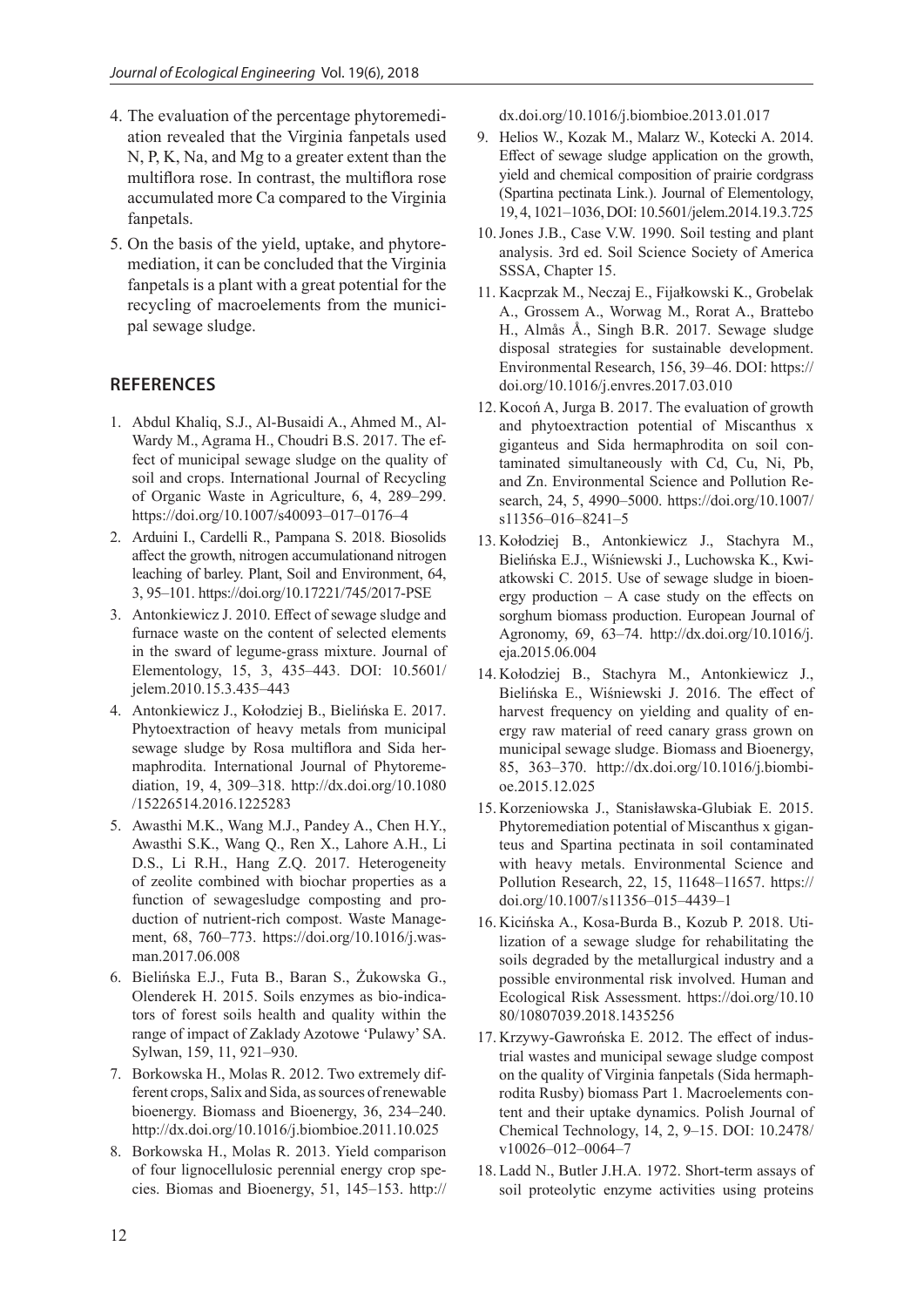4. The evaluation of the percentage phytoremediation revealed that the Virginia fanpetals used N, P, K, Na, and Mg to a greater extent than the multiflora rose. In contrast, the multiflora rose accumulated more Ca compared to the Virginia fanpetals.
5. On the basis of the yield, uptake, and phytoremediation, it can be concluded that the Virginia fanpetals is a plant with a great potential for the recycling of macroelements from the municipal sewage sludge.

## REFERENCES

1. Abdul Khaliq, S.J., Al-Busaidi A., Ahmed M., Al-Wardy M., Agrama H., Choudri B.S. 2017. The effect of municipal sewage sludge on the quality of soil and crops. International Journal of Recycling of Organic Waste in Agriculture, 6, 4, 289–299. https://doi.org/10.1007/s40093–017–0176–4
2. Arduini I., Cardelli R., Pampana S. 2018. Biosolids affect the growth, nitrogen accumulationand nitrogen leaching of barley. Plant, Soil and Environment, 64, 3, 95–101. https://doi.org/10.17221/745/2017-PSE
3. Antonkiewicz J. 2010. Effect of sewage sludge and furnace waste on the content of selected elements in the sward of legume-grass mixture. Journal of Elementology, 15, 3, 435–443. DOI: 10.5601/jelem.2010.15.3.435–443
4. Antonkiewicz J., Kołodziej B., Bielińska E. 2017. Phytoextraction of heavy metals from municipal sewage sludge by Rosa multiflora and Sida hermaphrodita. International Journal of Phytoremediation, 19, 4, 309–318. http://dx.doi.org/10.1080/15226514.2016.1225283
5. Awasthi M.K., Wang M.J., Pandey A., Chen H.Y., Awasthi S.K., Wang Q., Ren X., Lahore A.H., Li D.S., Li R.H., Hang Z.Q. 2017. Heterogeneity of zeolite combined with biochar properties as a function of sewagesludge composting and production of nutrient-rich compost. Waste Management, 68, 760–773. https://doi.org/10.1016/j.wasman.2017.06.008
6. Bielińska E.J., Futa B., Baran S., Żukowska G., Olenderek H. 2015. Soils enzymes as bio-indicators of forest soils health and quality within the range of impact of Zaklady Azotowe 'Pulawy' SA. Sylwan, 159, 11, 921–930.
7. Borkowska H., Molas R. 2012. Two extremely different crops, Salix and Sida, as sources of renewable bioenergy. Biomass and Bioenergy, 36, 234–240. http://dx.doi.org/10.1016/j.biombioe.2011.10.025
8. Borkowska H., Molas R. 2013. Yield comparison of four lignocellulosic perennial energy crop species. Biomas and Bioenergy, 51, 145–153. http://dx.doi.org/10.1016/j.biombioe.2013.01.017
9. Helios W., Kozak M., Malarz W., Kotecki A. 2014. Effect of sewage sludge application on the growth, yield and chemical composition of prairie cordgrass (Spartina pectinata Link.). Journal of Elementology, 19, 4, 1021–1036, DOI: 10.5601/jelem.2014.19.3.725
10. Jones J.B., Case V.W. 1990. Soil testing and plant analysis. 3rd ed. Soil Science Society of America SSSA, Chapter 15.
11. Kacprzak M., Neczaj E., Fijałkowski K., Grobelak A., Grossem A., Worwag M., Rorat A., Brattebo H., Almås Å., Singh B.R. 2017. Sewage sludge disposal strategies for sustainable development. Environmental Research, 156, 39–46. DOI: https://doi.org/10.1016/j.envres.2017.03.010
12. Kocoń A, Jurga B. 2017. The evaluation of growth and phytoextraction potential of Miscanthus x giganteus and Sida hermaphrodita on soil contaminated simultaneously with Cd, Cu, Ni, Pb, and Zn. Environmental Science and Pollution Research, 24, 5, 4990–5000. https://doi.org/10.1007/s11356–016–8241–5
13. Kołodziej B., Antonkiewicz J., Stachyra M., Bielińska E.J., Wiśniewski J., Luchowska K., Kwiatkowski C. 2015. Use of sewage sludge in bioenergy production – A case study on the effects on sorghum biomass production. European Journal of Agronomy, 69, 63–74. http://dx.doi.org/10.1016/j.eja.2015.06.004
14. Kołodziej B., Stachyra M., Antonkiewicz J., Bielińska E., Wiśniewski J. 2016. The effect of harvest frequency on yielding and quality of energy raw material of reed canary grass grown on municipal sewage sludge. Biomass and Bioenergy, 85, 363–370. http://dx.doi.org/10.1016/j.biombioe.2015.12.025
15. Korzeniowska J., Stanisławska-Glubiak E. 2015. Phytoremediation potential of Miscanthus x giganteus and Spartina pectinata in soil contaminated with heavy metals. Environmental Science and Pollution Research, 22, 15, 11648–11657. https://doi.org/10.1007/s11356–015–4439–1
16. Kicińska A., Kosa-Burda B., Kozub P. 2018. Utilization of a sewage sludge for rehabilitating the soils degraded by the metallurgical industry and a possible environmental risk involved. Human and Ecological Risk Assessment. https://doi.org/10.1080/10807039.2018.1435256
17. Krzywy-Gawrońska E. 2012. The effect of industrial wastes and municipal sewage sludge compost on the quality of Virginia fanpetals (Sida hermaphrodita Rusby) biomass Part 1. Macroelements content and their uptake dynamics. Polish Journal of Chemical Technology, 14, 2, 9–15. DOI: 10.2478/v10026–012–0064–7
18. Ladd N., Butler J.H.A. 1972. Short-term assays of soil proteolytic enzyme activities using proteins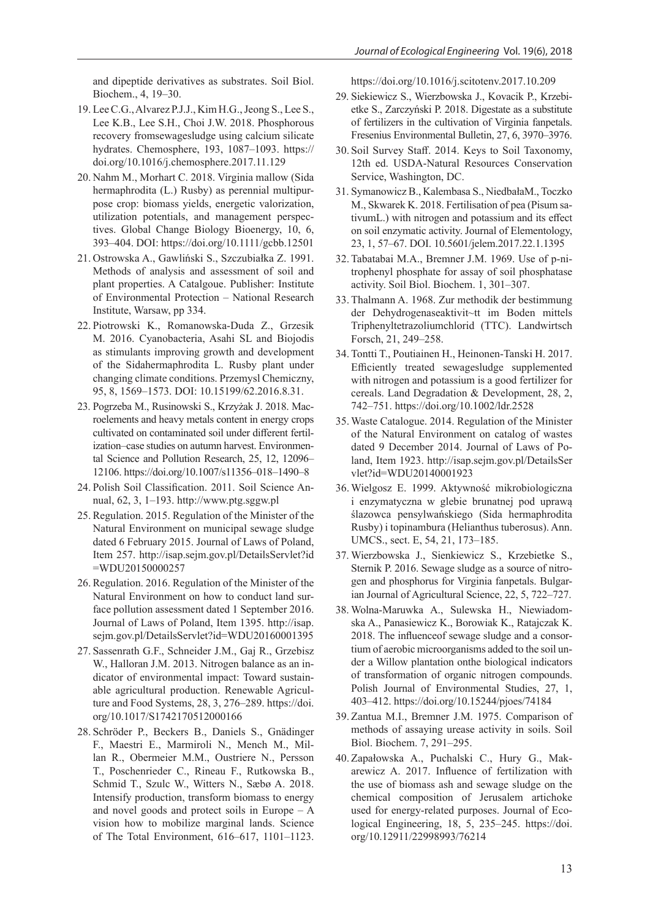and dipeptide derivatives as substrates. Soil Biol. Biochem., 4, 19–30.

19. Lee C.G., Alvarez P.J.J., Kim H.G., Jeong S., Lee S., Lee K.B., Lee S.H., Choi J.W. 2018. Phosphorous recovery fromsewagesludge using calcium silicate hydrates. Chemosphere, 193, 1087–1093. https://doi.org/10.1016/j.chemosphere.2017.11.129
20. Nahm M., Morhart C. 2018. Virginia mallow (Sida hermaphrodita (L.) Rusby) as perennial multipurpose crop: biomass yields, energetic valorization, utilization potentials, and management perspectives. Global Change Biology Bioenergy, 10, 6, 393–404. DOI: https://doi.org/10.1111/gcbb.12501
21. Ostrowska A., Gawliński S., Szczubiałka Z. 1991. Methods of analysis and assessment of soil and plant properties. A Catalgoue. Publisher: Institute of Environmental Protection – National Research Institute, Warsaw, pp 334.
22. Piotrowski K., Romanowska-Duda Z., Grzesik M. 2016. Cyanobacteria, Asahi SL and Biojodis as stimulants improving growth and development of the Sidahermaphrodita L. Rusby plant under changing climate conditions. Przemysl Chemiczny, 95, 8, 1569–1573. DOI: 10.15199/62.2016.8.31.
23. Pogrzeba M., Rusinowski S., Krzyżak J. 2018. Macroelements and heavy metals content in energy crops cultivated on contaminated soil under different fertilization–case studies on autumn harvest. Environmental Science and Pollution Research, 25, 12, 12096–12106. https://doi.org/10.1007/s11356–018–1490–8
24. Polish Soil Classification. 2011. Soil Science Annual, 62, 3, 1–193. http://www.ptg.sggw.pl
25. Regulation. 2015. Regulation of the Minister of the Natural Environment on municipal sewage sludge dated 6 February 2015. Journal of Laws of Poland, Item 257. http://isap.sejm.gov.pl/DetailsServlet?id=WDU20150000257
26. Regulation. 2016. Regulation of the Minister of the Natural Environment on how to conduct land surface pollution assessment dated 1 September 2016. Journal of Laws of Poland, Item 1395. http://isap.sejm.gov.pl/DetailsServlet?id=WDU20160001395
27. Sassenrath G.F., Schneider J.M., Gaj R., Grzebisz W., Halloran J.M. 2013. Nitrogen balance as an indicator of environmental impact: Toward sustainable agricultural production. Renewable Agriculture and Food Systems, 28, 3, 276–289. https://doi.org/10.1017/S1742170512000166
28. Schröder P., Beckers B., Daniels S., Gnädinger F., Maestri E., Marmiroli N., Mench M., Millan R., Obermeier M.M., Oustriere N., Persson T., Poschenrieder C., Rineau F., Rutkowska B., Schmid T., Szulc W., Witters N., Sæbø A. 2018. Intensify production, transform biomass to energy and novel goods and protect soils in Europe – A vision how to mobilize marginal lands. Science of The Total Environment, 616–617, 1101–1123. https://doi.org/10.1016/j.scitotenv.2017.10.209
29. Siekiewicz S., Wierzbowska J., Kovacik P., Krzebietke S., Zarczyński P. 2018. Digestate as a substitute of fertilizers in the cultivation of Virginia fanpetals. Fresenius Environmental Bulletin, 27, 6, 3970–3976.
30. Soil Survey Staff. 2014. Keys to Soil Taxonomy, 12th ed. USDA-Natural Resources Conservation Service, Washington, DC.
31. Symanowicz B., Kalembasa S., NiedbałaM., Toczko M., Skwarek K. 2018. Fertilisation of pea (Pisum sativumL.) with nitrogen and potassium and its effect on soil enzymatic activity. Journal of Elementology, 23, 1, 57–67. DOI. 10.5601/jelem.2017.22.1.1395
32. Tabatabai M.A., Bremner J.M. 1969. Use of p-nitrophenyl phosphate for assay of soil phosphatase activity. Soil Biol. Biochem. 1, 301–307.
33. Thalmann A. 1968. Zur methodik der bestimmung der Dehydrogenaseaktivit~tt im Boden mittels Triphenyltetrazoliumchlorid (TTC). Landwirtsch Forsch, 21, 249–258.
34. Tontti T., Poutiainen H., Heinonen-Tanski H. 2017. Efficiently treated sewagesludge supplemented with nitrogen and potassium is a good fertilizer for cereals. Land Degradation & Development, 28, 2, 742–751. https://doi.org/10.1002/ldr.2528
35. Waste Catalogue. 2014. Regulation of the Minister of the Natural Environment on catalog of wastes dated 9 December 2014. Journal of Laws of Poland, Item 1923. http://isap.sejm.gov.pl/DetailsServlet?id=WDU20140001923
36. Wielgosz E. 1999. Aktywność mikrobiologiczna i enzymatyczna w glebie brunatnej pod uprawą ślazowca pensylwańskiego (Sida hermaphrodita Rusby) i topinambura (Helianthus tuberosus). Ann. UMCS., sect. E, 54, 21, 173–185.
37. Wierzbowska J., Sienkiewicz S., Krzebietke S., Sternik P. 2016. Sewage sludge as a source of nitrogen and phosphorus for Virginia fanpetals. Bulgarian Journal of Agricultural Science, 22, 5, 722–727.
38. Wolna-Maruwka A., Sulewska H., Niewiadomska A., Panasiewicz K., Borowiak K., Ratajczak K. 2018. The influenceof sewage sludge and a consortium of aerobic microorganisms added to the soil under a Willow plantation onthe biological indicators of transformation of organic nitrogen compounds. Polish Journal of Environmental Studies, 27, 1, 403–412. https://doi.org/10.15244/pjoes/74184
39. Zantua M.I., Bremner J.M. 1975. Comparison of methods of assaying urease activity in soils. Soil Biol. Biochem. 7, 291–295.
40. Zapałowska A., Puchalski C., Hury G., Makarewicz A. 2017. Influence of fertilization with the use of biomass ash and sewage sludge on the chemical composition of Jerusalem artichoke used for energy-related purposes. Journal of Ecological Engineering, 18, 5, 235–245. https://doi.org/10.12911/22998993/76214